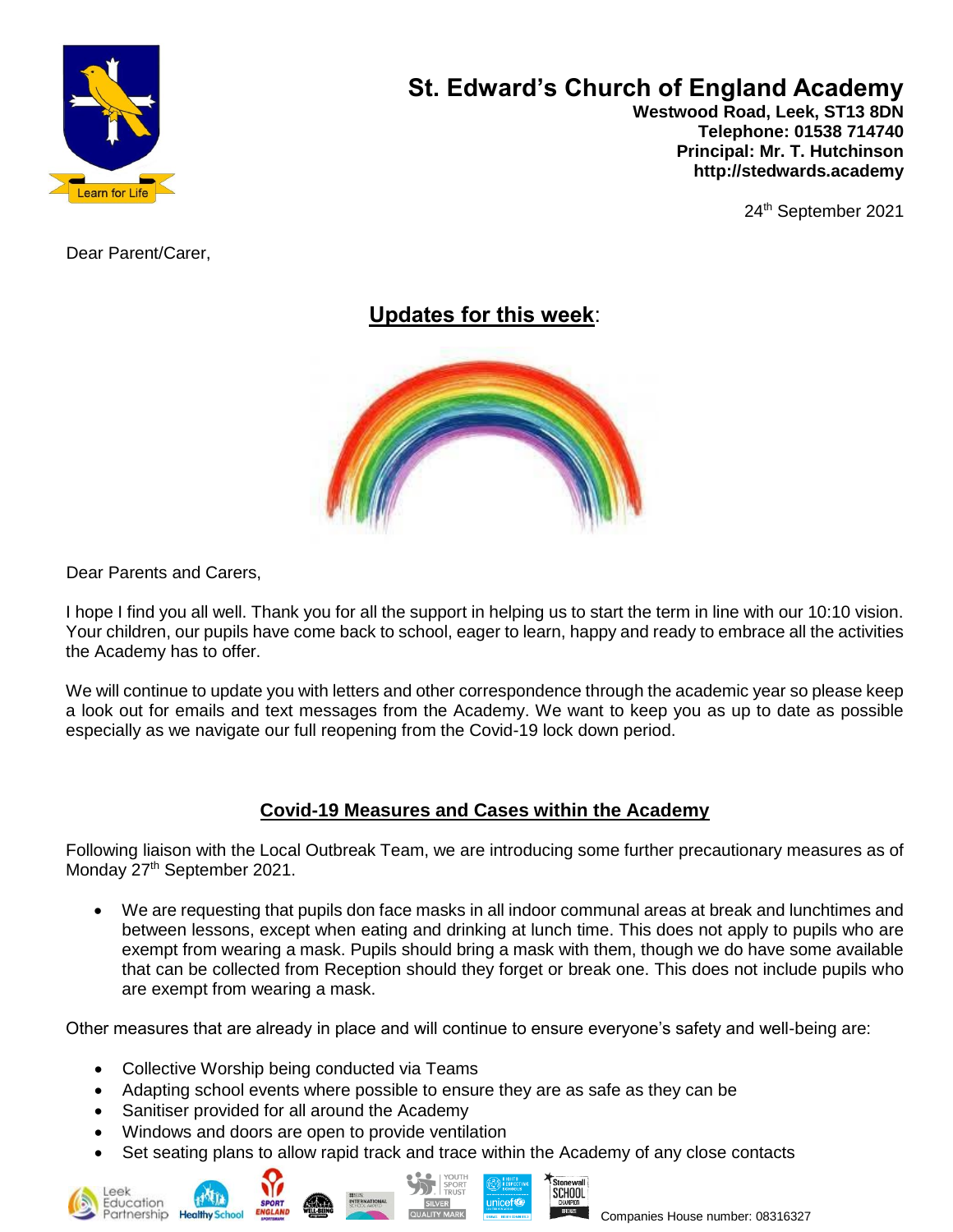# St. Edward's Church of England Academy

**Westwood Road, Leek, ST13 8DN**
**Telephone: 01538 714740**
**Principal: Mr. T. Hutchinson**
**http://stedwards.academy**

24th September 2021

Dear Parent/Carer,

## Updates for this week:

Dear Parents and Carers,

I hope I find you all well. Thank you for all the support in helping us to start the term in line with our 10:10 vision. Your children, our pupils have come back to school, eager to learn, happy and ready to embrace all the activities the Academy has to offer.

We will continue to update you with letters and other correspondence through the academic year so please keep a look out for emails and text messages from the Academy. We want to keep you as up to date as possible especially as we navigate our full reopening from the Covid-19 lock down period.

## Covid-19 Measures and Cases within the Academy

Following liaison with the Local Outbreak Team, we are introducing some further precautionary measures as of Monday 27th September 2021.

- We are requesting that pupils don face masks in all indoor communal areas at break and lunchtimes and between lessons, except when eating and drinking at lunch time. This does not apply to pupils who are exempt from wearing a mask. Pupils should bring a mask with them, though we do have some available that can be collected from Reception should they forget or break one. This does not include pupils who are exempt from wearing a mask.

Other measures that are already in place and will continue to ensure everyone's safety and well-being are:

- Collective Worship being conducted via Teams
- Adapting school events where possible to ensure they are as safe as they can be
- Sanitiser provided for all around the Academy
- Windows and doors are open to provide ventilation
- Set seating plans to allow rapid track and trace within the Academy of any close contacts

Companies House number: 08316327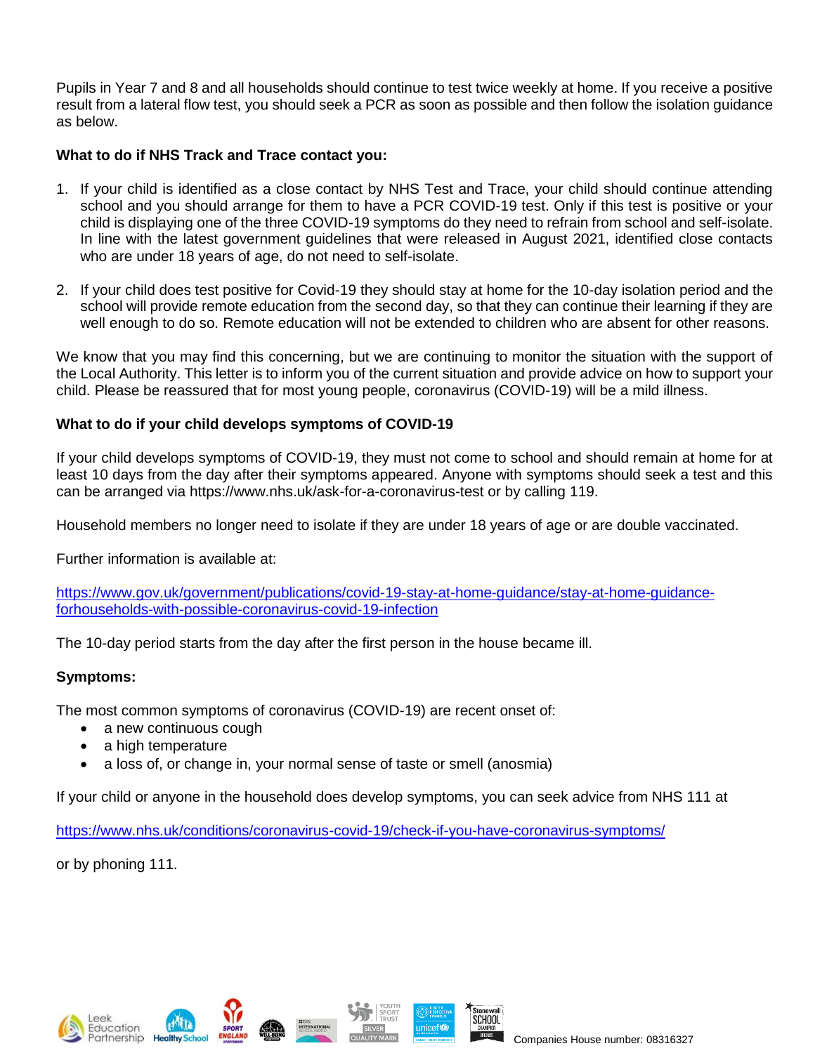Pupils in Year 7 and 8 and all households should continue to test twice weekly at home. If you receive a positive result from a lateral flow test, you should seek a PCR as soon as possible and then follow the isolation guidance as below.

**What to do if NHS Track and Trace contact you:**

1. If your child is identified as a close contact by NHS Test and Trace, your child should continue attending school and you should arrange for them to have a PCR COVID-19 test. Only if this test is positive or your child is displaying one of the three COVID-19 symptoms do they need to refrain from school and self-isolate. In line with the latest government guidelines that were released in August 2021, identified close contacts who are under 18 years of age, do not need to self-isolate.

2. If your child does test positive for Covid-19 they should stay at home for the 10-day isolation period and the school will provide remote education from the second day, so that they can continue their learning if they are well enough to do so. Remote education will not be extended to children who are absent for other reasons.

We know that you may find this concerning, but we are continuing to monitor the situation with the support of the Local Authority. This letter is to inform you of the current situation and provide advice on how to support your child. Please be reassured that for most young people, coronavirus (COVID-19) will be a mild illness.

**What to do if your child develops symptoms of COVID-19**

If your child develops symptoms of COVID-19, they must not come to school and should remain at home for at least 10 days from the day after their symptoms appeared. Anyone with symptoms should seek a test and this can be arranged via https://www.nhs.uk/ask-for-a-coronavirus-test or by calling 119.

Household members no longer need to isolate if they are under 18 years of age or are double vaccinated.

Further information is available at:

[https://www.gov.uk/government/publications/covid-19-stay-at-home-guidance/stay-at-home-guidance-forhouseholds-with-possible-coronavirus-covid-19-infection](https://www.gov.uk/government/publications/covid-19-stay-at-home-guidance/stay-at-home-guidance-forhouseholds-with-possible-coronavirus-covid-19-infection)

The 10-day period starts from the day after the first person in the house became ill.

**Symptoms:**

The most common symptoms of coronavirus (COVID-19) are recent onset of:

- a new continuous cough
- a high temperature
- a loss of, or change in, your normal sense of taste or smell (anosmia)

If your child or anyone in the household does develop symptoms, you can seek advice from NHS 111 at

[https://www.nhs.uk/conditions/coronavirus-covid-19/check-if-you-have-coronavirus-symptoms/](https://www.nhs.uk/conditions/coronavirus-covid-19/check-if-you-have-coronavirus-symptoms/)

or by phoning 111.

Companies House number: 08316327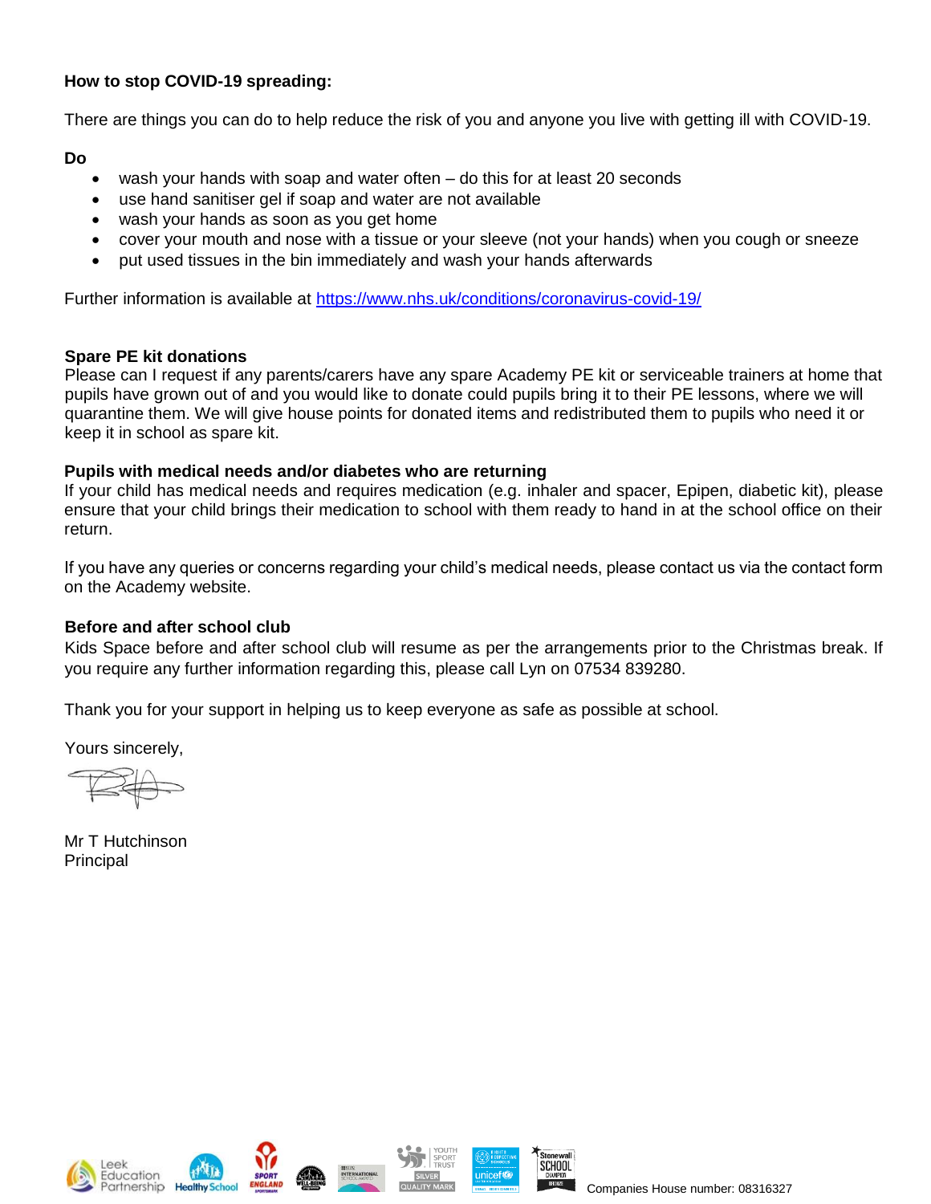**How to stop COVID-19 spreading:**

There are things you can do to help reduce the risk of you and anyone you live with getting ill with COVID-19.

**Do**

- wash your hands with soap and water often – do this for at least 20 seconds
- use hand sanitiser gel if soap and water are not available
- wash your hands as soon as you get home
- cover your mouth and nose with a tissue or your sleeve (not your hands) when you cough or sneeze
- put used tissues in the bin immediately and wash your hands afterwards

Further information is available at https://www.nhs.uk/conditions/coronavirus-covid-19/

**Spare PE kit donations**

Please can I request if any parents/carers have any spare Academy PE kit or serviceable trainers at home that pupils have grown out of and you would like to donate could pupils bring it to their PE lessons, where we will quarantine them. We will give house points for donated items and redistributed them to pupils who need it or keep it in school as spare kit.

**Pupils with medical needs and/or diabetes who are returning**

If your child has medical needs and requires medication (e.g. inhaler and spacer, Epipen, diabetic kit), please ensure that your child brings their medication to school with them ready to hand in at the school office on their return.

If you have any queries or concerns regarding your child's medical needs, please contact us via the contact form on the Academy website.

**Before and after school club**

Kids Space before and after school club will resume as per the arrangements prior to the Christmas break. If you require any further information regarding this, please call Lyn on 07534 839280.

Thank you for your support in helping us to keep everyone as safe as possible at school.

Yours sincerely,

Mr T Hutchinson
Principal

Companies House number: 08316327